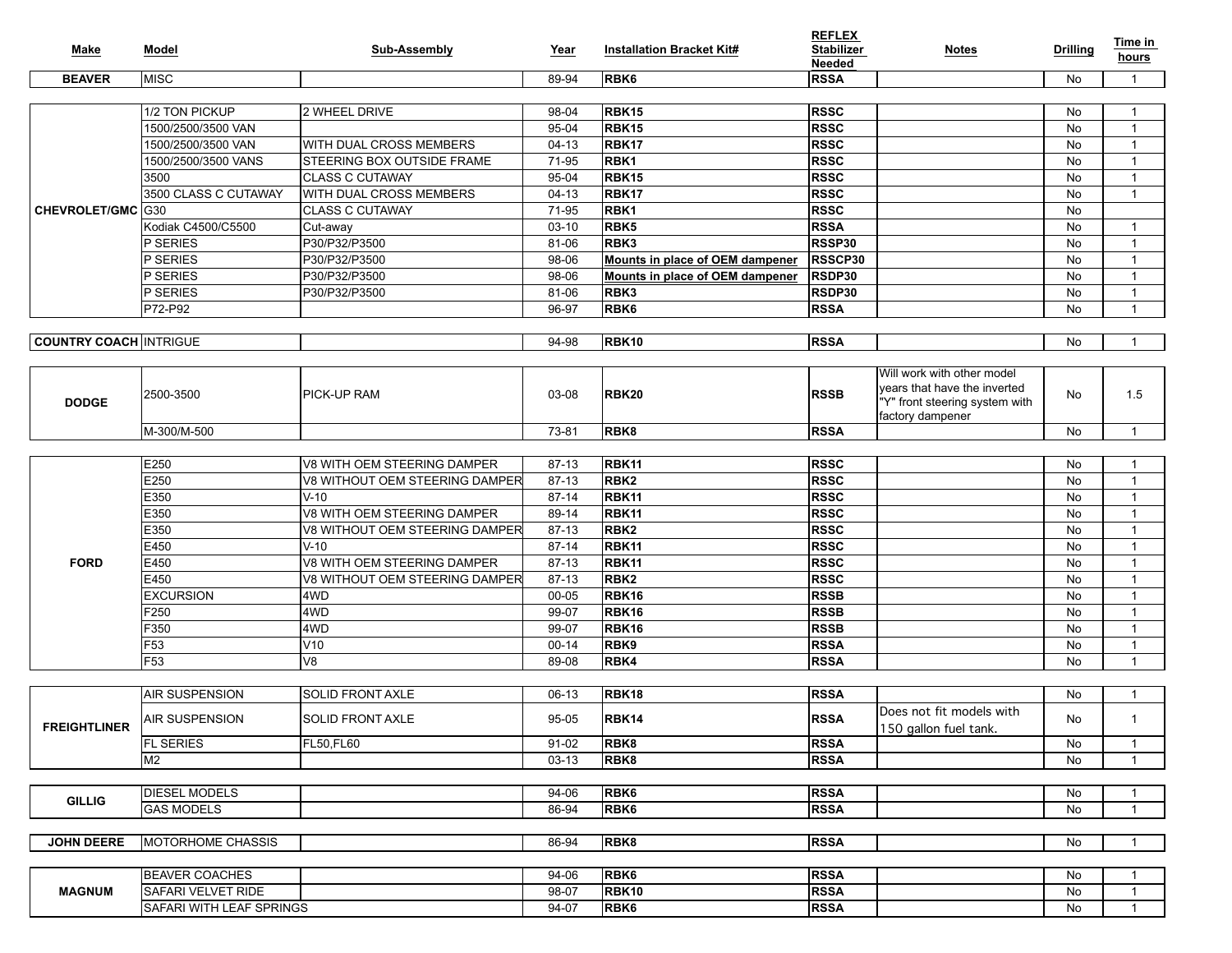| Make | Model | Sub-Assembly | Year | Installation Bracket Kit# | REFLEX Stabilizer Needed | Notes | Drilling | Time in hours |
|---|---|---|---|---|---|---|---|---|
| BEAVER | MISC | | 89-94 | **RBK6** | **RSSA** | | No | 1 |
| CHEVROLET/GMC | 1/2 TON PICKUP | 2 WHEEL DRIVE | 98-04 | **RBK15** | **RSSC** | | No | 1 |
| | 1500/2500/3500 VAN | | 95-04 | **RBK15** | **RSSC** | | No | 1 |
| | 1500/2500/3500 VAN | WITH DUAL CROSS MEMBERS | 04-13 | **RBK17** | **RSSC** | | No | 1 |
| | 1500/2500/3500 VANS | STEERING BOX OUTSIDE FRAME | 71-95 | **RBK1** | **RSSC** | | No | 1 |
| | 3500 | CLASS C CUTAWAY | 95-04 | **RBK15** | **RSSC** | | No | 1 |
| | 3500 CLASS C CUTAWAY | WITH DUAL CROSS MEMBERS | 04-13 | **RBK17** | **RSSC** | | No | 1 |
| | G30 | CLASS C CUTAWAY | 71-95 | **RBK1** | **RSSC** | | No | |
| | Kodiak C4500/C5500 | Cut-away | 03-10 | **RBK5** | **RSSA** | | No | 1 |
| | P SERIES | P30/P32/P3500 | 81-06 | **RBK3** | **RSSP30** | | No | 1 |
| | P SERIES | P30/P32/P3500 | 98-06 | **Mounts in place of OEM dampener** | **RSSCP30** | | No | 1 |
| | P SERIES | P30/P32/P3500 | 98-06 | **Mounts in place of OEM dampener** | **RSDP30** | | No | 1 |
| | P SERIES | P30/P32/P3500 | 81-06 | **RBK3** | **RSDP30** | | No | 1 |
| | P72-P92 | | 96-97 | **RBK6** | **RSSA** | | No | 1 |
| COUNTRY COACH | INTRIGUE | | 94-98 | **RBK10** | **RSSA** | | No | 1 |
| DODGE | 2500-3500 | PICK-UP RAM | 03-08 | **RBK20** | **RSSB** | Will work with other model years that have the inverted "Y" front steering system with factory dampener | No | 1.5 |
| | M-300/M-500 | | 73-81 | **RBK8** | **RSSA** | | No | 1 |
| FORD | E250 | V8 WITH OEM STEERING DAMPER | 87-13 | **RBK11** | **RSSC** | | No | 1 |
| | E250 | V8 WITHOUT OEM STEERING DAMPER | 87-13 | **RBK2** | **RSSC** | | No | 1 |
| | E350 | V-10 | 87-14 | **RBK11** | **RSSC** | | No | 1 |
| | E350 | V8 WITH OEM STEERING DAMPER | 89-14 | **RBK11** | **RSSC** | | No | 1 |
| | E350 | V8 WITHOUT OEM STEERING DAMPER | 87-13 | **RBK2** | **RSSC** | | No | 1 |
| | E450 | V-10 | 87-14 | **RBK11** | **RSSC** | | No | 1 |
| | E450 | V8 WITH OEM STEERING DAMPER | 87-13 | **RBK11** | **RSSC** | | No | 1 |
| | E450 | V8 WITHOUT OEM STEERING DAMPER | 87-13 | **RBK2** | **RSSC** | | No | 1 |
| | EXCURSION | 4WD | 00-05 | **RBK16** | **RSSB** | | No | 1 |
| | F250 | 4WD | 99-07 | **RBK16** | **RSSB** | | No | 1 |
| | F350 | 4WD | 99-07 | **RBK16** | **RSSB** | | No | 1 |
| | F53 | V10 | 00-14 | **RBK9** | **RSSA** | | No | 1 |
| | F53 | V8 | 89-08 | **RBK4** | **RSSA** | | No | 1 |
| FREIGHTLINER | AIR SUSPENSION | SOLID FRONT AXLE | 06-13 | **RBK18** | **RSSA** | | No | 1 |
| | AIR SUSPENSION | SOLID FRONT AXLE | 95-05 | **RBK14** | **RSSA** | Does not fit models with 150 gallon fuel tank. | No | 1 |
| | FL SERIES | FL50,FL60 | 91-02 | **RBK8** | **RSSA** | | No | 1 |
| | M2 | | 03-13 | **RBK8** | **RSSA** | | No | 1 |
| GILLIG | DIESEL MODELS | | 94-06 | **RBK6** | **RSSA** | | No | 1 |
| | GAS MODELS | | 86-94 | **RBK6** | **RSSA** | | No | 1 |
| JOHN DEERE | MOTORHOME CHASSIS | | 86-94 | **RBK8** | **RSSA** | | No | 1 |
| MAGNUM | BEAVER COACHES | | 94-06 | **RBK6** | **RSSA** | | No | 1 |
| | SAFARI VELVET RIDE | | 98-07 | **RBK10** | **RSSA** | | No | 1 |
| | SAFARI WITH LEAF SPRINGS | | 94-07 | **RBK6** | **RSSA** | | No | 1 |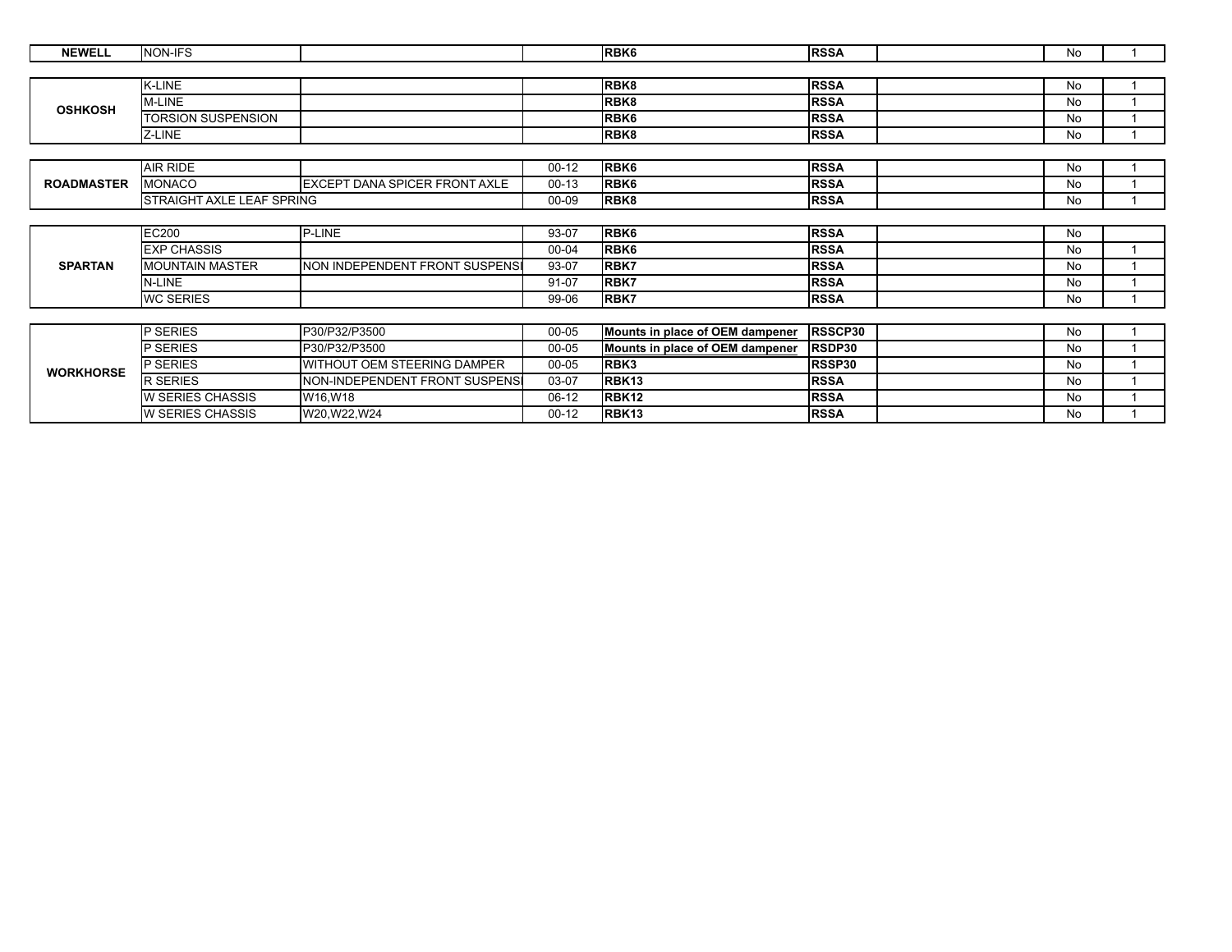| | | | | | | | | |
|---|---|---|---|---|---|---|---|---|
| **NEWELL** | NON-IFS | | | **RBK6** | **RSSA** | | No | 1 |
| **OSHKOSH** | K-LINE | | | **RBK8** | **RSSA** | | No | 1 |
| | M-LINE | | | **RBK8** | **RSSA** | | No | 1 |
| | TORSION SUSPENSION | | | **RBK6** | **RSSA** | | No | 1 |
| | Z-LINE | | | **RBK8** | **RSSA** | | No | 1 |
| **ROADMASTER** | AIR RIDE | | 00-12 | **RBK6** | **RSSA** | | No | 1 |
| | MONACO | EXCEPT DANA SPICER FRONT AXLE | 00-13 | **RBK6** | **RSSA** | | No | 1 |
| | STRAIGHT AXLE LEAF SPRING | | 00-09 | **RBK8** | **RSSA** | | No | 1 |
| **SPARTAN** | EC200 | P-LINE | 93-07 | **RBK6** | **RSSA** | | No | |
| | EXP CHASSIS | | 00-04 | **RBK6** | **RSSA** | | No | 1 |
| | MOUNTAIN MASTER | NON INDEPENDENT FRONT SUSPENSI | 93-07 | **RBK7** | **RSSA** | | No | 1 |
| | N-LINE | | 91-07 | **RBK7** | **RSSA** | | No | 1 |
| | WC SERIES | | 99-06 | **RBK7** | **RSSA** | | No | 1 |
| **WORKHORSE** | P SERIES | P30/P32/P3500 | 00-05 | **Mounts in place of OEM dampener** | **RSSCP30** | | No | 1 |
| | P SERIES | P30/P32/P3500 | 00-05 | **Mounts in place of OEM dampener** | **RSDP30** | | No | 1 |
| | P SERIES | WITHOUT OEM STEERING DAMPER | 00-05 | **RBK3** | **RSSP30** | | No | 1 |
| | R SERIES | NON-INDEPENDENT FRONT SUSPENSI | 03-07 | **RBK13** | **RSSA** | | No | 1 |
| | W SERIES CHASSIS | W16,W18 | 06-12 | **RBK12** | **RSSA** | | No | 1 |
| | W SERIES CHASSIS | W20,W22,W24 | 00-12 | **RBK13** | **RSSA** | | No | 1 |